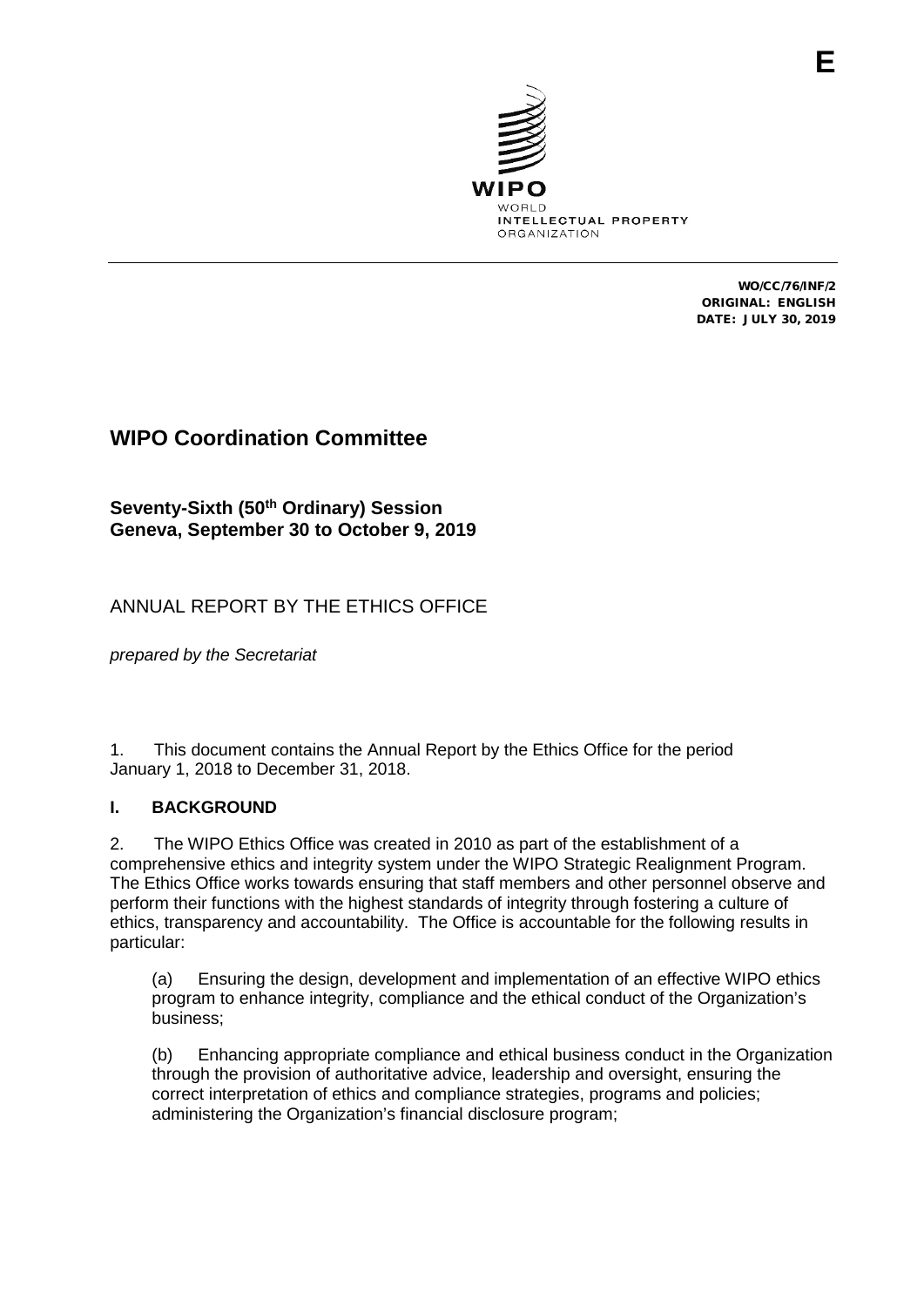E

WIPO
WORLD
INTELLECTUAL PROPERTY
ORGANIZATION

**WO/CC/76/INF/2**
**ORIGINAL: ENGLISH**
**DATE: JULY 30, 2019**

# WIPO Coordination Committee

**Seventy-Sixth (50th Ordinary) Session**
**Geneva, September 30 to October 9, 2019**

## ANNUAL REPORT BY THE ETHICS OFFICE

*prepared by the Secretariat*

1. This document contains the Annual Report by the Ethics Office for the period January 1, 2018 to December 31, 2018.

## I. BACKGROUND

2. The WIPO Ethics Office was created in 2010 as part of the establishment of a comprehensive ethics and integrity system under the WIPO Strategic Realignment Program. The Ethics Office works towards ensuring that staff members and other personnel observe and perform their functions with the highest standards of integrity through fostering a culture of ethics, transparency and accountability. The Office is accountable for the following results in particular:

(a) Ensuring the design, development and implementation of an effective WIPO ethics program to enhance integrity, compliance and the ethical conduct of the Organization's business;

(b) Enhancing appropriate compliance and ethical business conduct in the Organization through the provision of authoritative advice, leadership and oversight, ensuring the correct interpretation of ethics and compliance strategies, programs and policies; administering the Organization's financial disclosure program;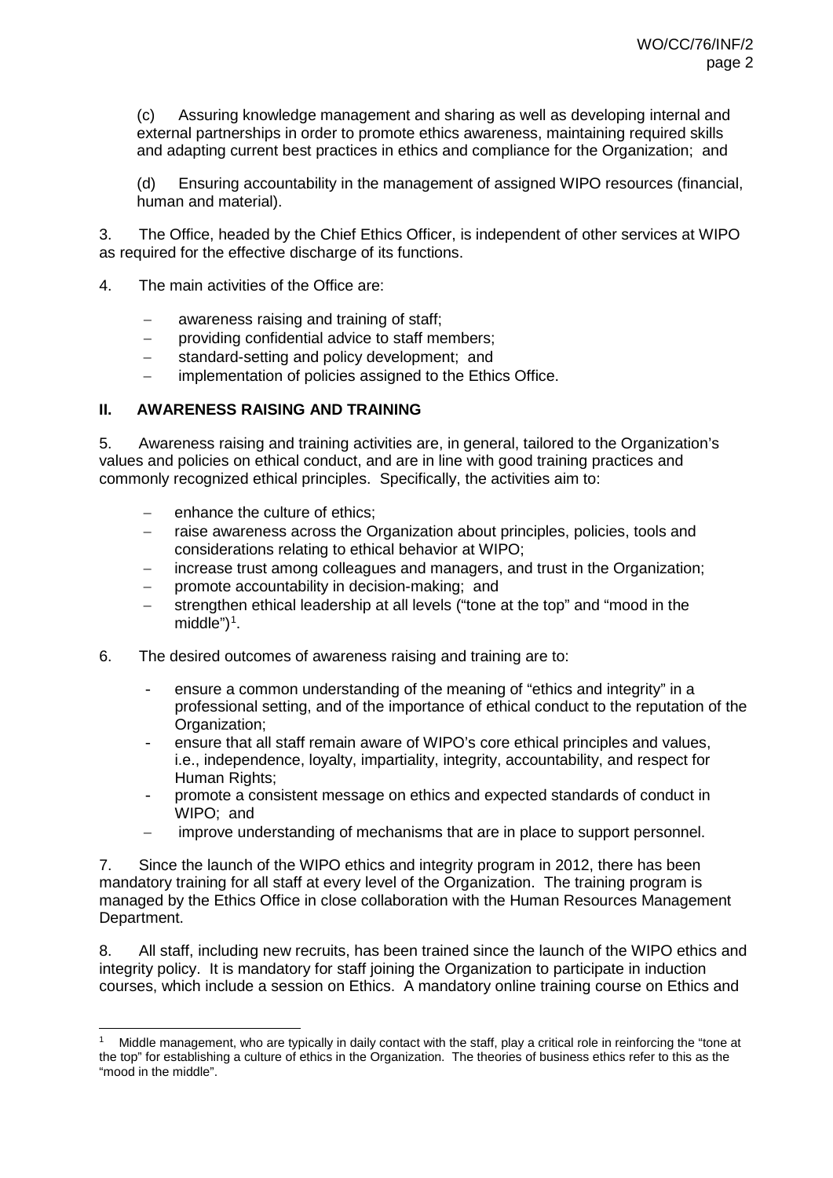(c) Assuring knowledge management and sharing as well as developing internal and external partnerships in order to promote ethics awareness, maintaining required skills and adapting current best practices in ethics and compliance for the Organization; and

(d) Ensuring accountability in the management of assigned WIPO resources (financial, human and material).

3. The Office, headed by the Chief Ethics Officer, is independent of other services at WIPO as required for the effective discharge of its functions.

4. The main activities of the Office are:

- awareness raising and training of staff;
- providing confidential advice to staff members;
- standard-setting and policy development; and
- implementation of policies assigned to the Ethics Office.

## II. AWARENESS RAISING AND TRAINING

5. Awareness raising and training activities are, in general, tailored to the Organization's values and policies on ethical conduct, and are in line with good training practices and commonly recognized ethical principles. Specifically, the activities aim to:

- enhance the culture of ethics;
- raise awareness across the Organization about principles, policies, tools and considerations relating to ethical behavior at WIPO;
- increase trust among colleagues and managers, and trust in the Organization;
- promote accountability in decision-making; and
- strengthen ethical leadership at all levels ("tone at the top" and "mood in the middle")[1].

6. The desired outcomes of awareness raising and training are to:

- ensure a common understanding of the meaning of "ethics and integrity" in a professional setting, and of the importance of ethical conduct to the reputation of the Organization;
- ensure that all staff remain aware of WIPO's core ethical principles and values, i.e., independence, loyalty, impartiality, integrity, accountability, and respect for Human Rights;
- promote a consistent message on ethics and expected standards of conduct in WIPO; and
- improve understanding of mechanisms that are in place to support personnel.

7. Since the launch of the WIPO ethics and integrity program in 2012, there has been mandatory training for all staff at every level of the Organization. The training program is managed by the Ethics Office in close collaboration with the Human Resources Management Department.

8. All staff, including new recruits, has been trained since the launch of the WIPO ethics and integrity policy. It is mandatory for staff joining the Organization to participate in induction courses, which include a session on Ethics. A mandatory online training course on Ethics and

---

[1] Middle management, who are typically in daily contact with the staff, play a critical role in reinforcing the "tone at the top" for establishing a culture of ethics in the Organization. The theories of business ethics refer to this as the "mood in the middle".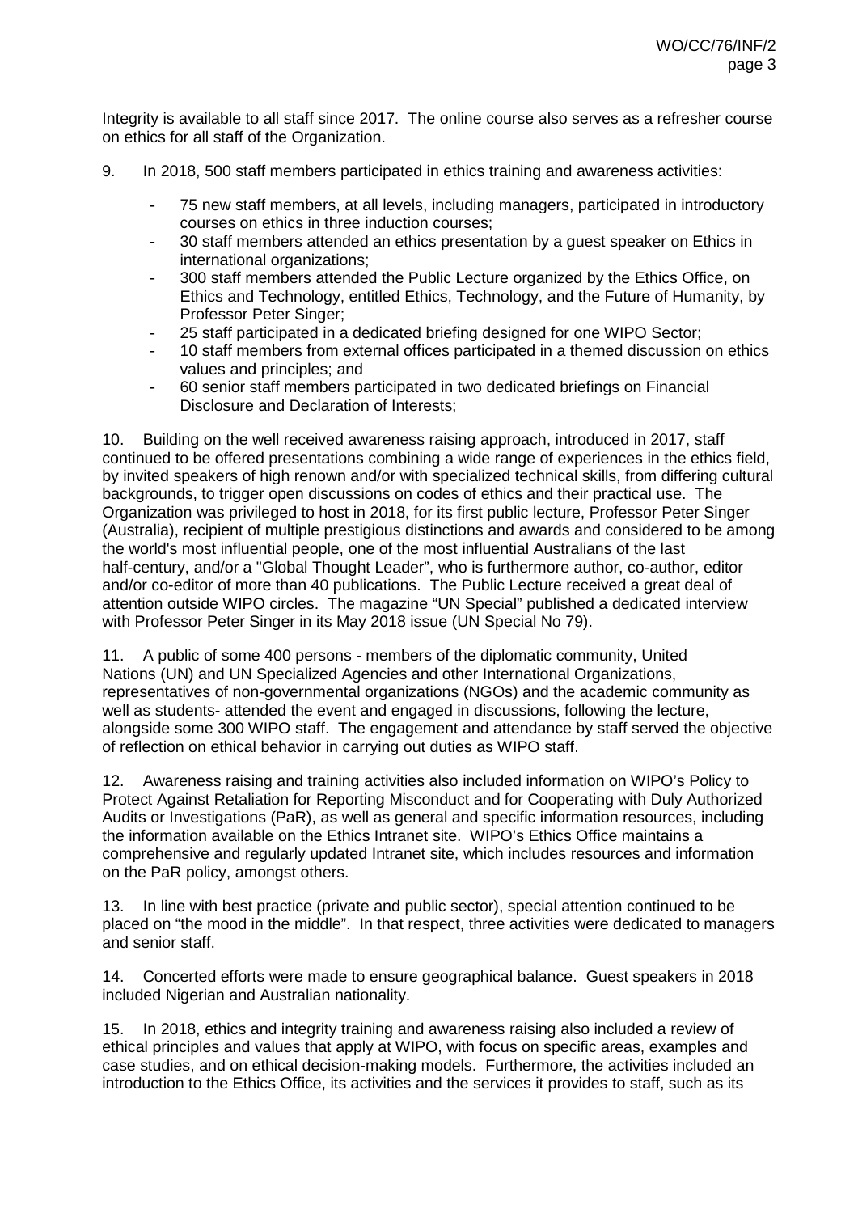Integrity is available to all staff since 2017. The online course also serves as a refresher course on ethics for all staff of the Organization.

9. In 2018, 500 staff members participated in ethics training and awareness activities:

- 75 new staff members, at all levels, including managers, participated in introductory courses on ethics in three induction courses;
- 30 staff members attended an ethics presentation by a guest speaker on Ethics in international organizations;
- 300 staff members attended the Public Lecture organized by the Ethics Office, on Ethics and Technology, entitled Ethics, Technology, and the Future of Humanity, by Professor Peter Singer;
- 25 staff participated in a dedicated briefing designed for one WIPO Sector;
- 10 staff members from external offices participated in a themed discussion on ethics values and principles; and
- 60 senior staff members participated in two dedicated briefings on Financial Disclosure and Declaration of Interests;

10. Building on the well received awareness raising approach, introduced in 2017, staff continued to be offered presentations combining a wide range of experiences in the ethics field, by invited speakers of high renown and/or with specialized technical skills, from differing cultural backgrounds, to trigger open discussions on codes of ethics and their practical use. The Organization was privileged to host in 2018, for its first public lecture, Professor Peter Singer (Australia), recipient of multiple prestigious distinctions and awards and considered to be among the world's most influential people, one of the most influential Australians of the last half-century, and/or a "Global Thought Leader", who is furthermore author, co-author, editor and/or co-editor of more than 40 publications. The Public Lecture received a great deal of attention outside WIPO circles. The magazine "UN Special" published a dedicated interview with Professor Peter Singer in its May 2018 issue (UN Special No 79).

11. A public of some 400 persons - members of the diplomatic community, United Nations (UN) and UN Specialized Agencies and other International Organizations, representatives of non-governmental organizations (NGOs) and the academic community as well as students- attended the event and engaged in discussions, following the lecture, alongside some 300 WIPO staff. The engagement and attendance by staff served the objective of reflection on ethical behavior in carrying out duties as WIPO staff.

12. Awareness raising and training activities also included information on WIPO's Policy to Protect Against Retaliation for Reporting Misconduct and for Cooperating with Duly Authorized Audits or Investigations (PaR), as well as general and specific information resources, including the information available on the Ethics Intranet site. WIPO's Ethics Office maintains a comprehensive and regularly updated Intranet site, which includes resources and information on the PaR policy, amongst others.

13. In line with best practice (private and public sector), special attention continued to be placed on "the mood in the middle". In that respect, three activities were dedicated to managers and senior staff.

14. Concerted efforts were made to ensure geographical balance. Guest speakers in 2018 included Nigerian and Australian nationality.

15. In 2018, ethics and integrity training and awareness raising also included a review of ethical principles and values that apply at WIPO, with focus on specific areas, examples and case studies, and on ethical decision-making models. Furthermore, the activities included an introduction to the Ethics Office, its activities and the services it provides to staff, such as its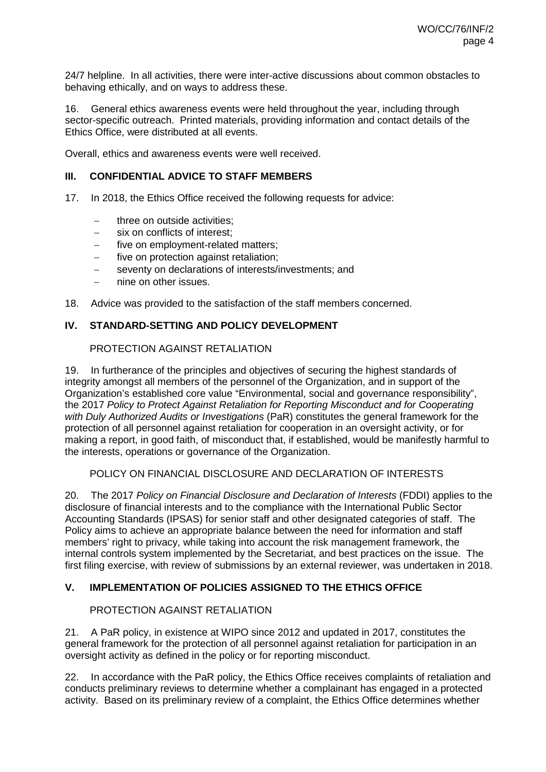24/7 helpline. In all activities, there were inter-active discussions about common obstacles to behaving ethically, and on ways to address these.

16. General ethics awareness events were held throughout the year, including through sector-specific outreach. Printed materials, providing information and contact details of the Ethics Office, were distributed at all events.

Overall, ethics and awareness events were well received.

## III. CONFIDENTIAL ADVICE TO STAFF MEMBERS

17. In 2018, the Ethics Office received the following requests for advice:

- three on outside activities;
- six on conflicts of interest;
- five on employment-related matters;
- five on protection against retaliation;
- seventy on declarations of interests/investments; and
- nine on other issues.

18. Advice was provided to the satisfaction of the staff members concerned.

## IV. STANDARD-SETTING AND POLICY DEVELOPMENT

### PROTECTION AGAINST RETALIATION

19. In furtherance of the principles and objectives of securing the highest standards of integrity amongst all members of the personnel of the Organization, and in support of the Organization's established core value "Environmental, social and governance responsibility", the 2017 *Policy to Protect Against Retaliation for Reporting Misconduct and for Cooperating with Duly Authorized Audits or Investigations* (PaR) constitutes the general framework for the protection of all personnel against retaliation for cooperation in an oversight activity, or for making a report, in good faith, of misconduct that, if established, would be manifestly harmful to the interests, operations or governance of the Organization.

### POLICY ON FINANCIAL DISCLOSURE AND DECLARATION OF INTERESTS

20. The 2017 *Policy on Financial Disclosure and Declaration of Interests* (FDDI) applies to the disclosure of financial interests and to the compliance with the International Public Sector Accounting Standards (IPSAS) for senior staff and other designated categories of staff. The Policy aims to achieve an appropriate balance between the need for information and staff members' right to privacy, while taking into account the risk management framework, the internal controls system implemented by the Secretariat, and best practices on the issue. The first filing exercise, with review of submissions by an external reviewer, was undertaken in 2018.

## V. IMPLEMENTATION OF POLICIES ASSIGNED TO THE ETHICS OFFICE

### PROTECTION AGAINST RETALIATION

21. A PaR policy, in existence at WIPO since 2012 and updated in 2017, constitutes the general framework for the protection of all personnel against retaliation for participation in an oversight activity as defined in the policy or for reporting misconduct.

22. In accordance with the PaR policy, the Ethics Office receives complaints of retaliation and conducts preliminary reviews to determine whether a complainant has engaged in a protected activity. Based on its preliminary review of a complaint, the Ethics Office determines whether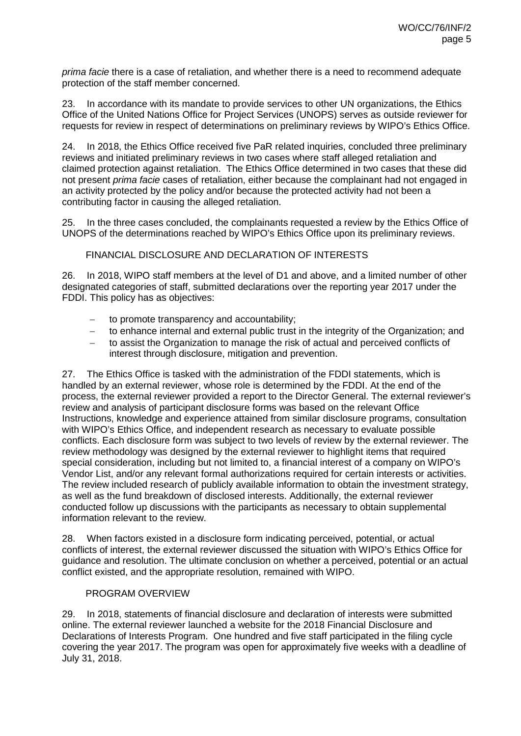*prima facie* there is a case of retaliation, and whether there is a need to recommend adequate protection of the staff member concerned.

23. In accordance with its mandate to provide services to other UN organizations, the Ethics Office of the United Nations Office for Project Services (UNOPS) serves as outside reviewer for requests for review in respect of determinations on preliminary reviews by WIPO's Ethics Office.

24. In 2018, the Ethics Office received five PaR related inquiries, concluded three preliminary reviews and initiated preliminary reviews in two cases where staff alleged retaliation and claimed protection against retaliation. The Ethics Office determined in two cases that these did not present *prima facie* cases of retaliation, either because the complainant had not engaged in an activity protected by the policy and/or because the protected activity had not been a contributing factor in causing the alleged retaliation.

25. In the three cases concluded, the complainants requested a review by the Ethics Office of UNOPS of the determinations reached by WIPO's Ethics Office upon its preliminary reviews.

## FINANCIAL DISCLOSURE AND DECLARATION OF INTERESTS

26. In 2018, WIPO staff members at the level of D1 and above, and a limited number of other designated categories of staff, submitted declarations over the reporting year 2017 under the FDDI. This policy has as objectives:

- to promote transparency and accountability;
- to enhance internal and external public trust in the integrity of the Organization; and
- to assist the Organization to manage the risk of actual and perceived conflicts of interest through disclosure, mitigation and prevention.

27. The Ethics Office is tasked with the administration of the FDDI statements, which is handled by an external reviewer, whose role is determined by the FDDI. At the end of the process, the external reviewer provided a report to the Director General. The external reviewer's review and analysis of participant disclosure forms was based on the relevant Office Instructions, knowledge and experience attained from similar disclosure programs, consultation with WIPO's Ethics Office, and independent research as necessary to evaluate possible conflicts. Each disclosure form was subject to two levels of review by the external reviewer. The review methodology was designed by the external reviewer to highlight items that required special consideration, including but not limited to, a financial interest of a company on WIPO's Vendor List, and/or any relevant formal authorizations required for certain interests or activities. The review included research of publicly available information to obtain the investment strategy, as well as the fund breakdown of disclosed interests. Additionally, the external reviewer conducted follow up discussions with the participants as necessary to obtain supplemental information relevant to the review.

28. When factors existed in a disclosure form indicating perceived, potential, or actual conflicts of interest, the external reviewer discussed the situation with WIPO's Ethics Office for guidance and resolution. The ultimate conclusion on whether a perceived, potential or an actual conflict existed, and the appropriate resolution, remained with WIPO.

### PROGRAM OVERVIEW

29. In 2018, statements of financial disclosure and declaration of interests were submitted online. The external reviewer launched a website for the 2018 Financial Disclosure and Declarations of Interests Program. One hundred and five staff participated in the filing cycle covering the year 2017. The program was open for approximately five weeks with a deadline of July 31, 2018.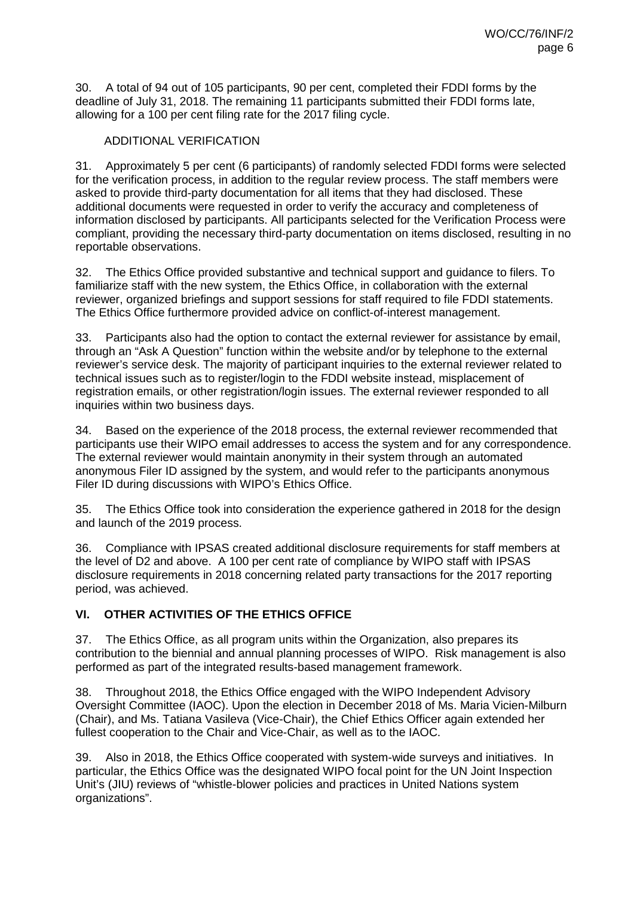30. A total of 94 out of 105 participants, 90 per cent, completed their FDDI forms by the deadline of July 31, 2018. The remaining 11 participants submitted their FDDI forms late, allowing for a 100 per cent filing rate for the 2017 filing cycle.

ADDITIONAL VERIFICATION

31. Approximately 5 per cent (6 participants) of randomly selected FDDI forms were selected for the verification process, in addition to the regular review process. The staff members were asked to provide third-party documentation for all items that they had disclosed. These additional documents were requested in order to verify the accuracy and completeness of information disclosed by participants. All participants selected for the Verification Process were compliant, providing the necessary third-party documentation on items disclosed, resulting in no reportable observations.

32. The Ethics Office provided substantive and technical support and guidance to filers. To familiarize staff with the new system, the Ethics Office, in collaboration with the external reviewer, organized briefings and support sessions for staff required to file FDDI statements. The Ethics Office furthermore provided advice on conflict-of-interest management.

33. Participants also had the option to contact the external reviewer for assistance by email, through an "Ask A Question" function within the website and/or by telephone to the external reviewer's service desk. The majority of participant inquiries to the external reviewer related to technical issues such as to register/login to the FDDI website instead, misplacement of registration emails, or other registration/login issues. The external reviewer responded to all inquiries within two business days.

34. Based on the experience of the 2018 process, the external reviewer recommended that participants use their WIPO email addresses to access the system and for any correspondence. The external reviewer would maintain anonymity in their system through an automated anonymous Filer ID assigned by the system, and would refer to the participants anonymous Filer ID during discussions with WIPO's Ethics Office.

35. The Ethics Office took into consideration the experience gathered in 2018 for the design and launch of the 2019 process.

36. Compliance with IPSAS created additional disclosure requirements for staff members at the level of D2 and above. A 100 per cent rate of compliance by WIPO staff with IPSAS disclosure requirements in 2018 concerning related party transactions for the 2017 reporting period, was achieved.

## VI. OTHER ACTIVITIES OF THE ETHICS OFFICE

37. The Ethics Office, as all program units within the Organization, also prepares its contribution to the biennial and annual planning processes of WIPO. Risk management is also performed as part of the integrated results-based management framework.

38. Throughout 2018, the Ethics Office engaged with the WIPO Independent Advisory Oversight Committee (IAOC). Upon the election in December 2018 of Ms. Maria Vicien-Milburn (Chair), and Ms. Tatiana Vasileva (Vice-Chair), the Chief Ethics Officer again extended her fullest cooperation to the Chair and Vice-Chair, as well as to the IAOC.

39. Also in 2018, the Ethics Office cooperated with system-wide surveys and initiatives. In particular, the Ethics Office was the designated WIPO focal point for the UN Joint Inspection Unit's (JIU) reviews of "whistle-blower policies and practices in United Nations system organizations".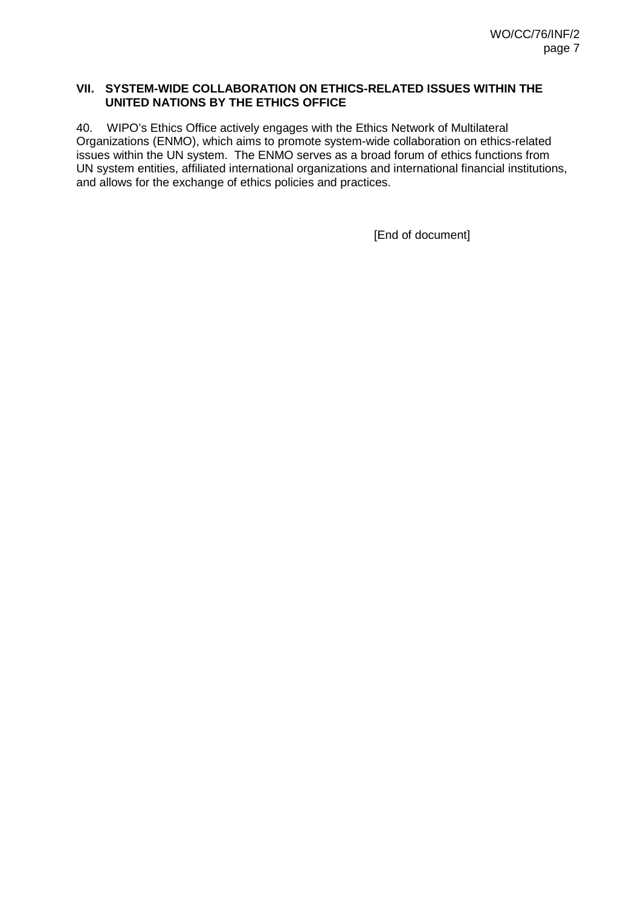## VII. SYSTEM-WIDE COLLABORATION ON ETHICS-RELATED ISSUES WITHIN THE UNITED NATIONS BY THE ETHICS OFFICE

40. WIPO's Ethics Office actively engages with the Ethics Network of Multilateral Organizations (ENMO), which aims to promote system-wide collaboration on ethics-related issues within the UN system. The ENMO serves as a broad forum of ethics functions from UN system entities, affiliated international organizations and international financial institutions, and allows for the exchange of ethics policies and practices.

[End of document]